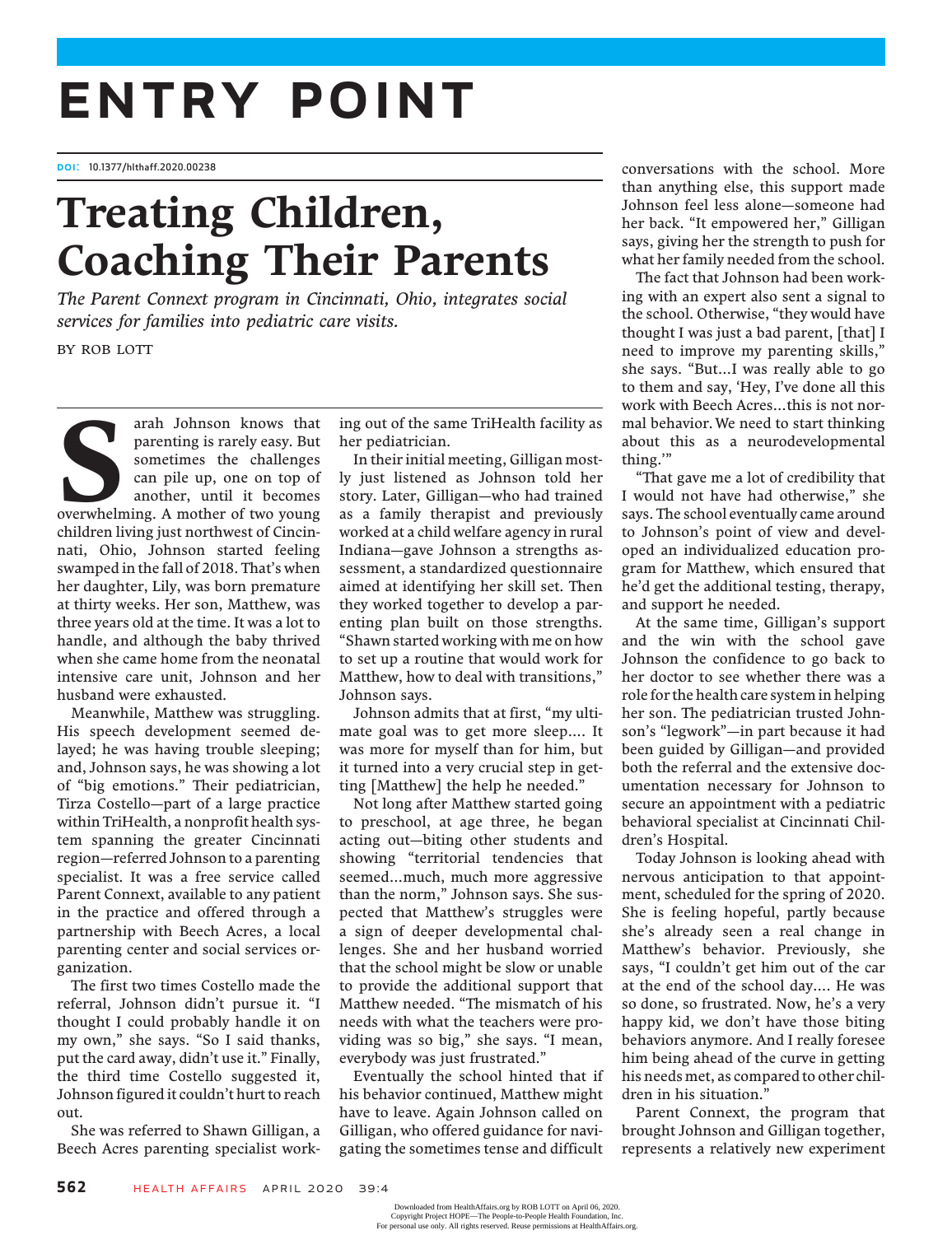# ENTRY POINT

**DOI:** 10.1377/hlthaff.2020.00238

# Treating Children, Coaching Their Parents

*The Parent Connext program in Cincinnati, Ohio, integrates social services for families into pediatric care visits.*

BY ROB LOTT

Sarah Johnson knows that parenting is rarely easy. But sometimes the challenges can pile up, one on top of another, until it becomes overwhelming. A mother of two young children living just northwest of Cincinnati, Ohio, Johnson started feeling swamped in the fall of 2018. That's when her daughter, Lily, was born premature at thirty weeks. Her son, Matthew, was three years old at the time. It was a lot to handle, and although the baby thrived when she came home from the neonatal intensive care unit, Johnson and her husband were exhausted.

Meanwhile, Matthew was struggling. His speech development seemed delayed; he was having trouble sleeping; and, Johnson says, he was showing a lot of "big emotions." Their pediatrician, Tirza Costello—part of a large practice within TriHealth, a nonprofit health system spanning the greater Cincinnati region—referred Johnson to a parenting specialist. It was a free service called Parent Connext, available to any patient in the practice and offered through a partnership with Beech Acres, a local parenting center and social services organization.

The first two times Costello made the referral, Johnson didn't pursue it. "I thought I could probably handle it on my own," she says. "So I said thanks, put the card away, didn't use it." Finally, the third time Costello suggested it, Johnson figured it couldn't hurt to reach out.

She was referred to Shawn Gilligan, a Beech Acres parenting specialist working out of the same TriHealth facility as her pediatrician.

In their initial meeting, Gilligan mostly just listened as Johnson told her story. Later, Gilligan—who had trained as a family therapist and previously worked at a child welfare agency in rural Indiana—gave Johnson a strengths assessment, a standardized questionnaire aimed at identifying her skill set. Then they worked together to develop a parenting plan built on those strengths. "Shawn started working with me on how to set up a routine that would work for Matthew, how to deal with transitions," Johnson says.

Johnson admits that at first, "my ultimate goal was to get more sleep.... It was more for myself than for him, but it turned into a very crucial step in getting [Matthew] the help he needed."

Not long after Matthew started going to preschool, at age three, he began acting out—biting other students and showing "territorial tendencies that seemed...much, much more aggressive than the norm," Johnson says. She suspected that Matthew's struggles were a sign of deeper developmental challenges. She and her husband worried that the school might be slow or unable to provide the additional support that Matthew needed. "The mismatch of his needs with what the teachers were providing was so big," she says. "I mean, everybody was just frustrated."

Eventually the school hinted that if his behavior continued, Matthew might have to leave. Again Johnson called on Gilligan, who offered guidance for navigating the sometimes tense and difficult conversations with the school. More than anything else, this support made Johnson feel less alone—someone had her back. "It empowered her," Gilligan says, giving her the strength to push for what her family needed from the school.

The fact that Johnson had been working with an expert also sent a signal to the school. Otherwise, "they would have thought I was just a bad parent, [that] I need to improve my parenting skills," she says. "But...I was really able to go to them and say, 'Hey, I've done all this work with Beech Acres...this is not normal behavior. We need to start thinking about this as a neurodevelopmental thing.'"

"That gave me a lot of credibility that I would not have had otherwise," she says. The school eventually came around to Johnson's point of view and developed an individualized education program for Matthew, which ensured that he'd get the additional testing, therapy, and support he needed.

At the same time, Gilligan's support and the win with the school gave Johnson the confidence to go back to her doctor to see whether there was a role for the health care system in helping her son. The pediatrician trusted Johnson's "legwork"—in part because it had been guided by Gilligan—and provided both the referral and the extensive documentation necessary for Johnson to secure an appointment with a pediatric behavioral specialist at Cincinnati Children's Hospital.

Today Johnson is looking ahead with nervous anticipation to that appointment, scheduled for the spring of 2020. She is feeling hopeful, partly because she's already seen a real change in Matthew's behavior. Previously, she says, "I couldn't get him out of the car at the end of the school day.... He was so done, so frustrated. Now, he's a very happy kid, we don't have those biting behaviors anymore. And I really foresee him being ahead of the curve in getting his needs met, as compared to other children in his situation."

Parent Connext, the program that brought Johnson and Gilligan together, represents a relatively new experiment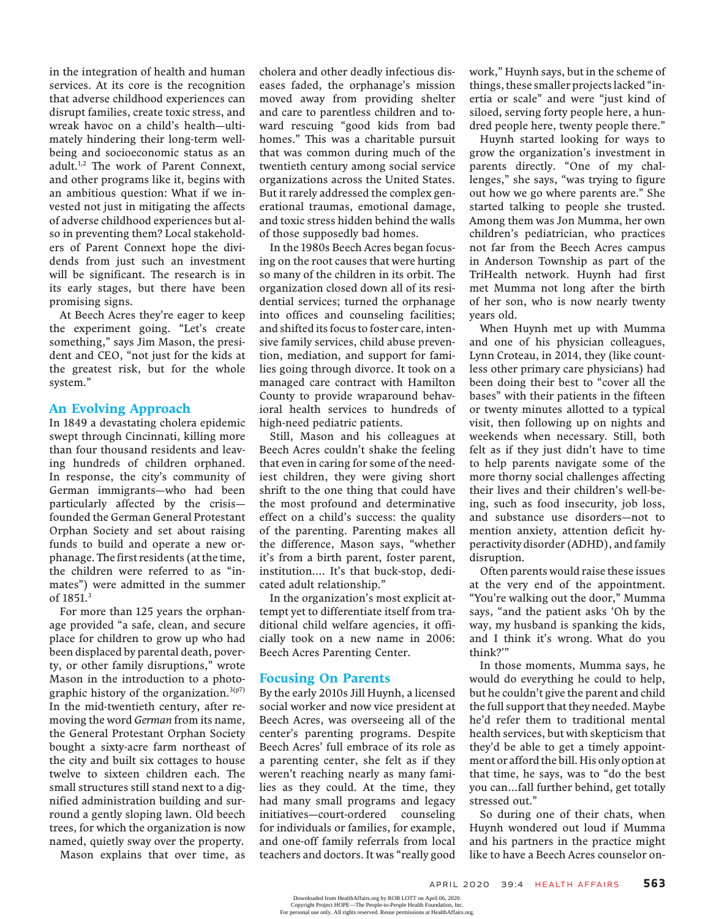in the integration of health and human services. At its core is the recognition that adverse childhood experiences can disrupt families, create toxic stress, and wreak havoc on a child's health—ultimately hindering their long-term well-being and socioeconomic status as an adult.[1,2] The work of Parent Connext, and other programs like it, begins with an ambitious question: What if we invested not just in mitigating the affects of adverse childhood experiences but also in preventing them? Local stakeholders of Parent Connext hope the dividends from just such an investment will be significant. The research is in its early stages, but there have been promising signs.

At Beech Acres they're eager to keep the experiment going. "Let's create something," says Jim Mason, the president and CEO, "not just for the kids at the greatest risk, but for the whole system."

## An Evolving Approach

In 1849 a devastating cholera epidemic swept through Cincinnati, killing more than four thousand residents and leaving hundreds of children orphaned. In response, the city's community of German immigrants—who had been particularly affected by the crisis—founded the German General Protestant Orphan Society and set about raising funds to build and operate a new orphanage. The first residents (at the time, the children were referred to as "inmates") were admitted in the summer of 1851.[3]

For more than 125 years the orphanage provided "a safe, clean, and secure place for children to grow up who had been displaced by parental death, poverty, or other family disruptions," wrote Mason in the introduction to a photographic history of the organization.[3(p7)] In the mid-twentieth century, after removing the word *German* from its name, the General Protestant Orphan Society bought a sixty-acre farm northeast of the city and built six cottages to house twelve to sixteen children each. The small structures still stand next to a dignified administration building and surround a gently sloping lawn. Old beech trees, for which the organization is now named, quietly sway over the property.

Mason explains that over time, as cholera and other deadly infectious diseases faded, the orphanage's mission moved away from providing shelter and care to parentless children and toward rescuing "good kids from bad homes." This was a charitable pursuit that was common during much of the twentieth century among social service organizations across the United States. But it rarely addressed the complex generational traumas, emotional damage, and toxic stress hidden behind the walls of those supposedly bad homes.

In the 1980s Beech Acres began focusing on the root causes that were hurting so many of the children in its orbit. The organization closed down all of its residential services; turned the orphanage into offices and counseling facilities; and shifted its focus to foster care, intensive family services, child abuse prevention, mediation, and support for families going through divorce. It took on a managed care contract with Hamilton County to provide wraparound behavioral health services to hundreds of high-need pediatric patients.

Still, Mason and his colleagues at Beech Acres couldn't shake the feeling that even in caring for some of the neediest children, they were giving short shrift to the one thing that could have the most profound and determinative effect on a child's success: the quality of the parenting. Parenting makes all the difference, Mason says, "whether it's from a birth parent, foster parent, institution.… It's that buck-stop, dedicated adult relationship."

In the organization's most explicit attempt yet to differentiate itself from traditional child welfare agencies, it officially took on a new name in 2006: Beech Acres Parenting Center.

## Focusing On Parents

By the early 2010s Jill Huynh, a licensed social worker and now vice president at Beech Acres, was overseeing all of the center's parenting programs. Despite Beech Acres' full embrace of its role as a parenting center, she felt as if they weren't reaching nearly as many families as they could. At the time, they had many small programs and legacy initiatives—court-ordered counseling for individuals or families, for example, and one-off family referrals from local teachers and doctors. It was "really good work," Huynh says, but in the scheme of things, these smaller projects lacked "inertia or scale" and were "just kind of siloed, serving forty people here, a hundred people here, twenty people there."

Huynh started looking for ways to grow the organization's investment in parents directly. "One of my challenges," she says, "was trying to figure out how we go where parents are." She started talking to people she trusted. Among them was Jon Mumma, her own children's pediatrician, who practices not far from the Beech Acres campus in Anderson Township as part of the TriHealth network. Huynh had first met Mumma not long after the birth of her son, who is now nearly twenty years old.

When Huynh met up with Mumma and one of his physician colleagues, Lynn Croteau, in 2014, they (like countless other primary care physicians) had been doing their best to "cover all the bases" with their patients in the fifteen or twenty minutes allotted to a typical visit, then following up on nights and weekends when necessary. Still, both felt as if they just didn't have to time to help parents navigate some of the more thorny social challenges affecting their lives and their children's well-being, such as food insecurity, job loss, and substance use disorders—not to mention anxiety, attention deficit hyperactivity disorder (ADHD), and family disruption.

Often parents would raise these issues at the very end of the appointment. "You're walking out the door," Mumma says, "and the patient asks 'Oh by the way, my husband is spanking the kids, and I think it's wrong. What do you think?'"

In those moments, Mumma says, he would do everything he could to help, but he couldn't give the parent and child the full support that they needed. Maybe he'd refer them to traditional mental health services, but with skepticism that they'd be able to get a timely appointment or afford the bill. His only option at that time, he says, was to "do the best you can…fall further behind, get totally stressed out."

So during one of their chats, when Huynh wondered out loud if Mumma and his partners in the practice might like to have a Beech Acres counselor on-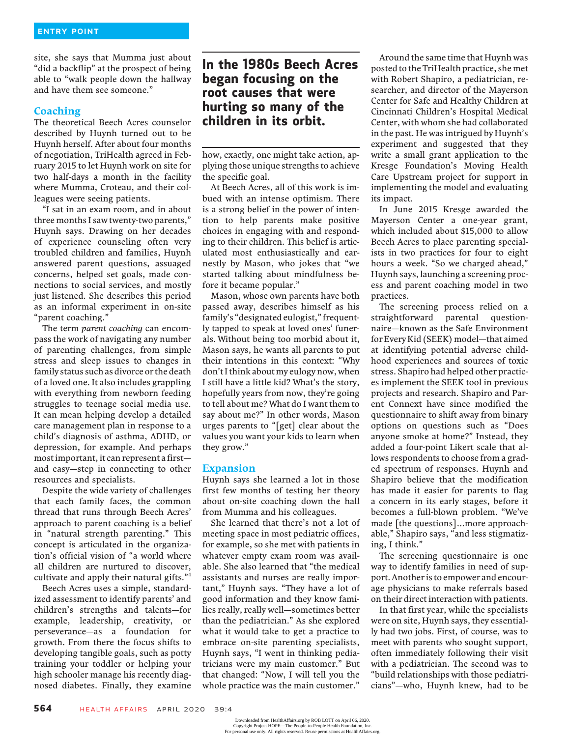site, she says that Mumma just about "did a backflip" at the prospect of being able to "walk people down the hallway and have them see someone."

## Coaching

The theoretical Beech Acres counselor described by Huynh turned out to be Huynh herself. After about four months of negotiation, TriHealth agreed in February 2015 to let Huynh work on site for two half-days a month in the facility where Mumma, Croteau, and their colleagues were seeing patients.

"I sat in an exam room, and in about three months I saw twenty-two parents," Huynh says. Drawing on her decades of experience counseling often very troubled children and families, Huynh answered parent questions, assuaged concerns, helped set goals, made connections to social services, and mostly just listened. She describes this period as an informal experiment in on-site "parent coaching."

The term *parent coaching* can encompass the work of navigating any number of parenting challenges, from simple stress and sleep issues to changes in family status such as divorce or the death of a loved one. It also includes grappling with everything from newborn feeding struggles to teenage social media use. It can mean helping develop a detailed care management plan in response to a child's diagnosis of asthma, ADHD, or depression, for example. And perhaps most important, it can represent a first—and easy—step in connecting to other resources and specialists.

Despite the wide variety of challenges that each family faces, the common thread that runs through Beech Acres' approach to parent coaching is a belief in "natural strength parenting." This concept is articulated in the organization's official vision of "a world where all children are nurtured to discover, cultivate and apply their natural gifts."[4]

Beech Acres uses a simple, standardized assessment to identify parents' and children's strengths and talents—for example, leadership, creativity, or perseverance—as a foundation for growth. From there the focus shifts to developing tangible goals, such as potty training your toddler or helping your high schooler manage his recently diagnosed diabetes. Finally, they examine how, exactly, one might take action, applying those unique strengths to achieve the specific goal.

**In the 1980s Beech Acres began focusing on the root causes that were hurting so many of the children in its orbit.**

At Beech Acres, all of this work is imbued with an intense optimism. There is a strong belief in the power of intention to help parents make positive choices in engaging with and responding to their children. This belief is articulated most enthusiastically and earnestly by Mason, who jokes that "we started talking about mindfulness before it became popular."

Mason, whose own parents have both passed away, describes himself as his family's "designated eulogist," frequently tapped to speak at loved ones' funerals. Without being too morbid about it, Mason says, he wants all parents to put their intentions in this context: "Why don't I think about my eulogy now, when I still have a little kid? What's the story, hopefully years from now, they're going to tell about me? What do I want them to say about me?" In other words, Mason urges parents to "[get] clear about the values you want your kids to learn when they grow."

## Expansion

Huynh says she learned a lot in those first few months of testing her theory about on-site coaching down the hall from Mumma and his colleagues.

She learned that there's not a lot of meeting space in most pediatric offices, for example, so she met with patients in whatever empty exam room was available. She also learned that "the medical assistants and nurses are really important," Huynh says. "They have a lot of good information and they know families really, really well—sometimes better than the pediatrician." As she explored what it would take to get a practice to embrace on-site parenting specialists, Huynh says, "I went in thinking pediatricians were my main customer." But that changed: "Now, I will tell you the whole practice was the main customer."

Around the same time that Huynh was posted to the TriHealth practice, she met with Robert Shapiro, a pediatrician, researcher, and director of the Mayerson Center for Safe and Healthy Children at Cincinnati Children's Hospital Medical Center, with whom she had collaborated in the past. He was intrigued by Huynh's experiment and suggested that they write a small grant application to the Kresge Foundation's Moving Health Care Upstream project for support in implementing the model and evaluating its impact.

In June 2015 Kresge awarded the Mayerson Center a one-year grant, which included about $15,000 to allow Beech Acres to place parenting specialists in two practices for four to eight hours a week. "So we charged ahead," Huynh says, launching a screening process and parent coaching model in two practices.

The screening process relied on a straightforward parental questionnaire—known as the Safe Environment for Every Kid (SEEK) model—that aimed at identifying potential adverse childhood experiences and sources of toxic stress. Shapiro had helped other practices implement the SEEK tool in previous projects and research. Shapiro and Parent Connext have since modified the questionnaire to shift away from binary options on questions such as "Does anyone smoke at home?" Instead, they added a four-point Likert scale that allows respondents to choose from a graded spectrum of responses. Huynh and Shapiro believe that the modification has made it easier for parents to flag a concern in its early stages, before it becomes a full-blown problem. "We've made [the questions]…more approachable," Shapiro says, "and less stigmatizing, I think."

The screening questionnaire is one way to identify families in need of support. Another is to empower and encourage physicians to make referrals based on their direct interaction with patients.

In that first year, while the specialists were on site, Huynh says, they essentially had two jobs. First, of course, was to meet with parents who sought support, often immediately following their visit with a pediatrician. The second was to "build relationships with those pediatricians"—who, Huynh knew, had to be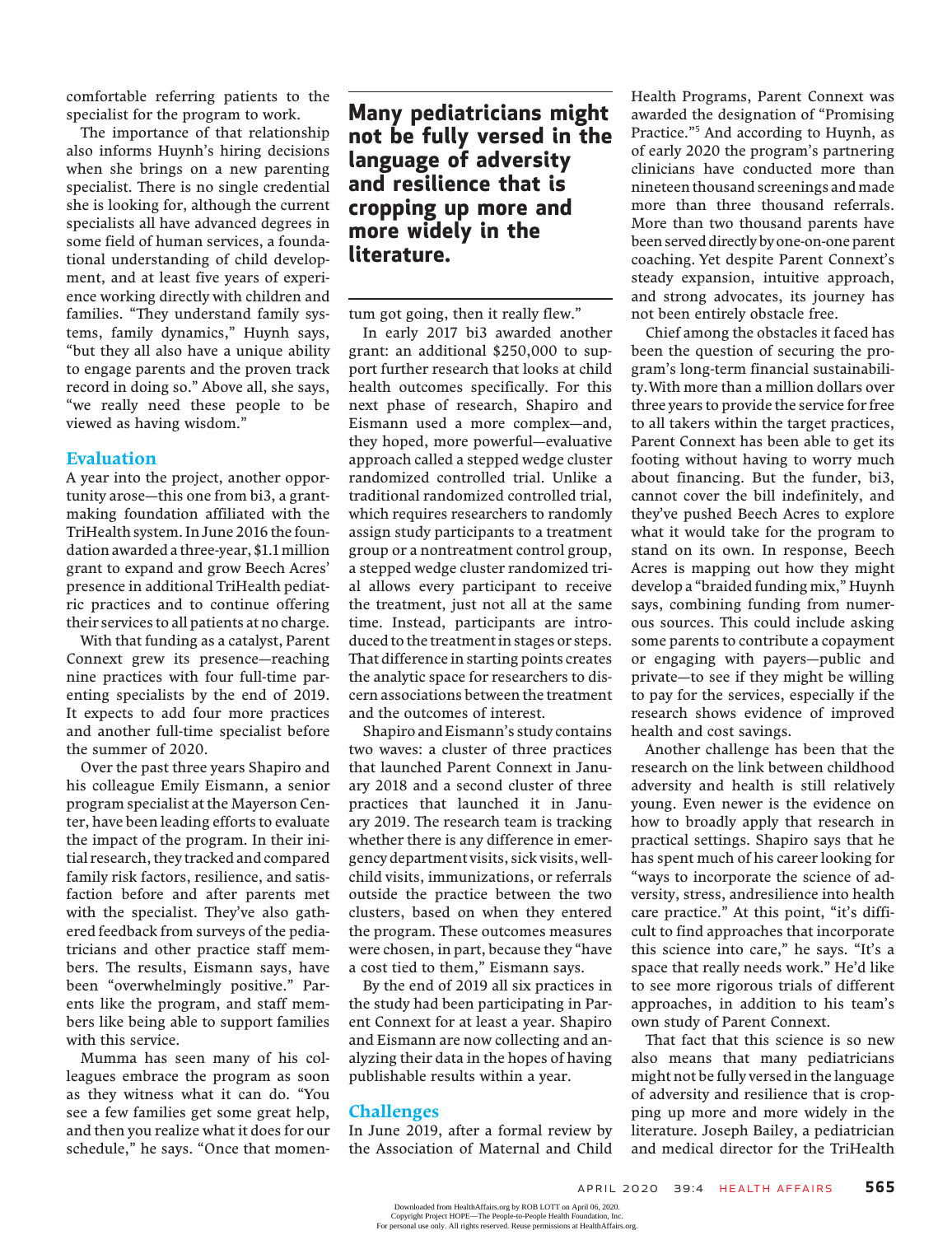comfortable referring patients to the specialist for the program to work.

The importance of that relationship also informs Huynh's hiring decisions when she brings on a new parenting specialist. There is no single credential she is looking for, although the current specialists all have advanced degrees in some field of human services, a foundational understanding of child development, and at least five years of experience working directly with children and families. "They understand family systems, family dynamics," Huynh says, "but they all also have a unique ability to engage parents and the proven track record in doing so." Above all, she says, "we really need these people to be viewed as having wisdom."

## Evaluation

A year into the project, another opportunity arose—this one from bi3, a grantmaking foundation affiliated with the TriHealth system. In June 2016 the foundation awarded a three-year, $1.1 million grant to expand and grow Beech Acres' presence in additional TriHealth pediatric practices and to continue offering their services to all patients at no charge.

With that funding as a catalyst, Parent Connext grew its presence—reaching nine practices with four full-time parenting specialists by the end of 2019. It expects to add four more practices and another full-time specialist before the summer of 2020.

Over the past three years Shapiro and his colleague Emily Eismann, a senior program specialist at the Mayerson Center, have been leading efforts to evaluate the impact of the program. In their initial research, they tracked and compared family risk factors, resilience, and satisfaction before and after parents met with the specialist. They've also gathered feedback from surveys of the pediatricians and other practice staff members. The results, Eismann says, have been "overwhelmingly positive." Parents like the program, and staff members like being able to support families with this service.

Mumma has seen many of his colleagues embrace the program as soon as they witness what it can do. "You see a few families get some great help, and then you realize what it does for our schedule," he says. "Once that momentum got going, then it really flew."

**Many pediatricians might not be fully versed in the language of adversity and resilience that is cropping up more and more widely in the literature.**

In early 2017 bi3 awarded another grant: an additional $250,000 to support further research that looks at child health outcomes specifically. For this next phase of research, Shapiro and Eismann used a more complex—and, they hoped, more powerful—evaluative approach called a stepped wedge cluster randomized controlled trial. Unlike a traditional randomized controlled trial, which requires researchers to randomly assign study participants to a treatment group or a nontreatment control group, a stepped wedge cluster randomized trial allows every participant to receive the treatment, just not all at the same time. Instead, participants are introduced to the treatment in stages or steps. That difference in starting points creates the analytic space for researchers to discern associations between the treatment and the outcomes of interest.

Shapiro and Eismann's study contains two waves: a cluster of three practices that launched Parent Connext in January 2018 and a second cluster of three practices that launched it in January 2019. The research team is tracking whether there is any difference in emergency department visits, sick visits, well-child visits, immunizations, or referrals outside the practice between the two clusters, based on when they entered the program. These outcomes measures were chosen, in part, because they "have a cost tied to them," Eismann says.

By the end of 2019 all six practices in the study had been participating in Parent Connext for at least a year. Shapiro and Eismann are now collecting and analyzing their data in the hopes of having publishable results within a year.

## Challenges

In June 2019, after a formal review by the Association of Maternal and Child Health Programs, Parent Connext was awarded the designation of "Promising Practice."[5] And according to Huynh, as of early 2020 the program's partnering clinicians have conducted more than nineteen thousand screenings and made more than three thousand referrals. More than two thousand parents have been served directly by one-on-one parent coaching. Yet despite Parent Connext's steady expansion, intuitive approach, and strong advocates, its journey has not been entirely obstacle free.

Chief among the obstacles it faced has been the question of securing the program's long-term financial sustainability. With more than a million dollars over three years to provide the service for free to all takers within the target practices, Parent Connext has been able to get its footing without having to worry much about financing. But the funder, bi3, cannot cover the bill indefinitely, and they've pushed Beech Acres to explore what it would take for the program to stand on its own. In response, Beech Acres is mapping out how they might develop a "braided funding mix," Huynh says, combining funding from numerous sources. This could include asking some parents to contribute a copayment or engaging with payers—public and private—to see if they might be willing to pay for the services, especially if the research shows evidence of improved health and cost savings.

Another challenge has been that the research on the link between childhood adversity and health is still relatively young. Even newer is the evidence on how to broadly apply that research in practical settings. Shapiro says that he has spent much of his career looking for "ways to incorporate the science of adversity, stress, andresilience into health care practice." At this point, "it's difficult to find approaches that incorporate this science into care," he says. "It's a space that really needs work." He'd like to see more rigorous trials of different approaches, in addition to his team's own study of Parent Connext.

That fact that this science is so new also means that many pediatricians might not be fully versed in the language of adversity and resilience that is cropping up more and more widely in the literature. Joseph Bailey, a pediatrician and medical director for the TriHealth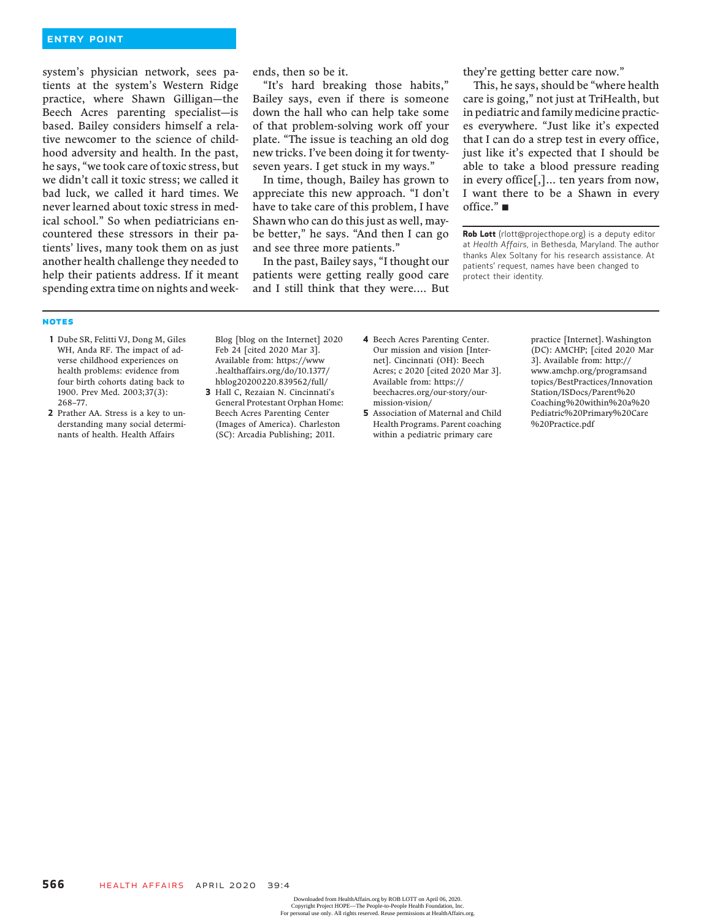system's physician network, sees patients at the system's Western Ridge practice, where Shawn Gilligan—the Beech Acres parenting specialist—is based. Bailey considers himself a relative newcomer to the science of childhood adversity and health. In the past, he says, "we took care of toxic stress, but we didn't call it toxic stress; we called it bad luck, we called it hard times. We never learned about toxic stress in medical school." So when pediatricians encountered these stressors in their patients' lives, many took them on as just another health challenge they needed to help their patients address. If it meant spending extra time on nights and weekends, then so be it.

"It's hard breaking those habits," Bailey says, even if there is someone down the hall who can help take some of that problem-solving work off your plate. "The issue is teaching an old dog new tricks. I've been doing it for twenty-seven years. I get stuck in my ways."

In time, though, Bailey has grown to appreciate this new approach. "I don't have to take care of this problem, I have Shawn who can do this just as well, maybe better," he says. "And then I can go and see three more patients."

In the past, Bailey says, "I thought our patients were getting really good care and I still think that they were.... But they're getting better care now."

This, he says, should be "where health care is going," not just at TriHealth, but in pediatric and family medicine practices everywhere. "Just like it's expected that I can do a strep test in every office, just like it's expected that I should be able to take a blood pressure reading in every office[,]... ten years from now, I want there to be a Shawn in every office." ■

**Rob Lott** (rlott@projecthope.org) is a deputy editor at *Health Affairs*, in Bethesda, Maryland. The author thanks Alex Soltany for his research assistance. At patients' request, names have been changed to protect their identity.

## NOTES

1. Dube SR, Felitti VJ, Dong M, Giles WH, Anda RF. The impact of adverse childhood experiences on health problems: evidence from four birth cohorts dating back to 1900. Prev Med. 2003;37(3):268–77.
2. Prather AA. Stress is a key to understanding many social determinants of health. Health Affairs Blog [blog on the Internet] 2020 Feb 24 [cited 2020 Mar 3]. Available from: https://www.healthaffairs.org/do/10.1377/hblog20200220.839562/full/
3. Hall C, Rezaian N. Cincinnati's General Protestant Orphan Home: Beech Acres Parenting Center (Images of America). Charleston (SC): Arcadia Publishing; 2011.
4. Beech Acres Parenting Center. Our mission and vision [Internet]. Cincinnati (OH): Beech Acres; c 2020 [cited 2020 Mar 3]. Available from: https://beechacres.org/our-story/our-mission-vision/
5. Association of Maternal and Child Health Programs. Parent coaching within a pediatric primary care practice [Internet]. Washington (DC): AMCHP; [cited 2020 Mar 3]. Available from: http://www.amchp.org/programsandtopics/BestPractices/InnovationStation/ISDocs/Parent%20Coaching%20within%20a%20Pediatric%20Primary%20Care%20Practice.pdf